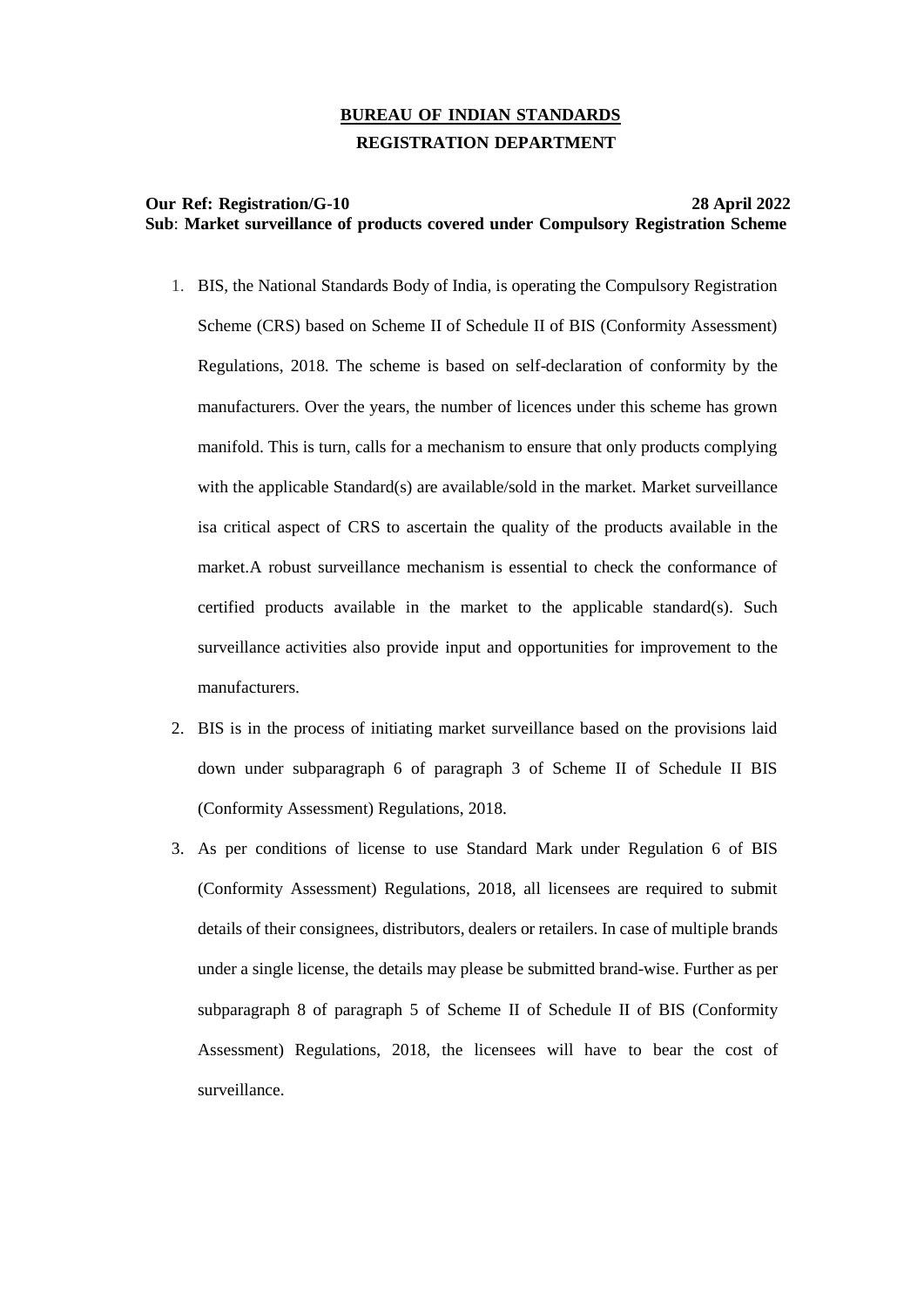**BUREAU OF INDIAN STANDARDS**
**REGISTRATION DEPARTMENT**

**Our Ref: Registration/G-10** **28 April 2022**
**Sub**: **Market surveillance of products covered under Compulsory Registration Scheme**

1. BIS, the National Standards Body of India, is operating the Compulsory Registration Scheme (CRS) based on Scheme II of Schedule II of BIS (Conformity Assessment) Regulations, 2018. The scheme is based on self-declaration of conformity by the manufacturers. Over the years, the number of licences under this scheme has grown manifold. This is turn, calls for a mechanism to ensure that only products complying with the applicable Standard(s) are available/sold in the market. Market surveillance isa critical aspect of CRS to ascertain the quality of the products available in the market.A robust surveillance mechanism is essential to check the conformance of certified products available in the market to the applicable standard(s). Such surveillance activities also provide input and opportunities for improvement to the manufacturers.
2. BIS is in the process of initiating market surveillance based on the provisions laid down under subparagraph 6 of paragraph 3 of Scheme II of Schedule II BIS (Conformity Assessment) Regulations, 2018.
3. As per conditions of license to use Standard Mark under Regulation 6 of BIS (Conformity Assessment) Regulations, 2018, all licensees are required to submit details of their consignees, distributors, dealers or retailers. In case of multiple brands under a single license, the details may please be submitted brand-wise. Further as per subparagraph 8 of paragraph 5 of Scheme II of Schedule II of BIS (Conformity Assessment) Regulations, 2018, the licensees will have to bear the cost of surveillance.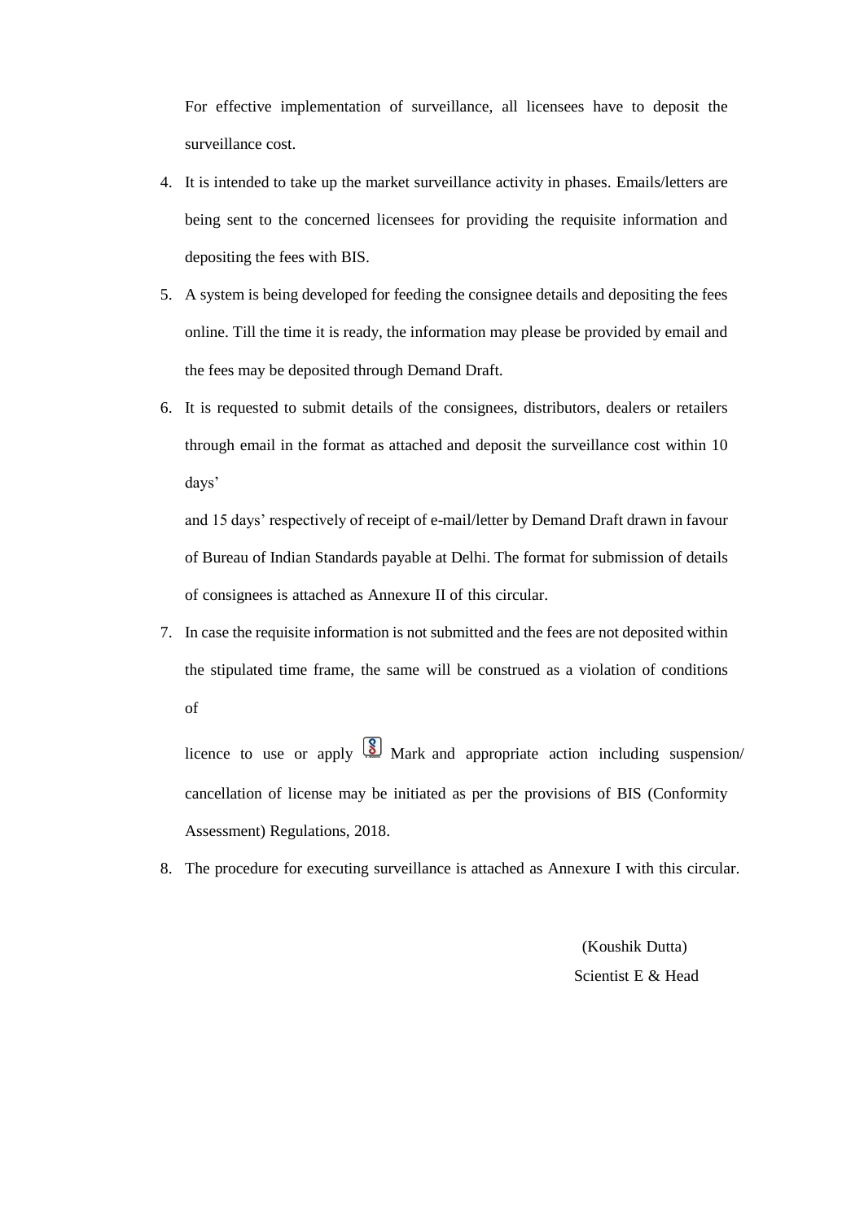For effective implementation of surveillance, all licensees have to deposit the surveillance cost.

4. It is intended to take up the market surveillance activity in phases. Emails/letters are being sent to the concerned licensees for providing the requisite information and depositing the fees with BIS.
5. A system is being developed for feeding the consignee details and depositing the fees online. Till the time it is ready, the information may please be provided by email and the fees may be deposited through Demand Draft.
6. It is requested to submit details of the consignees, distributors, dealers or retailers through email in the format as attached and deposit the surveillance cost within 10 days'

   and 15 days' respectively of receipt of e-mail/letter by Demand Draft drawn in favour of Bureau of Indian Standards payable at Delhi. The format for submission of details of consignees is attached as Annexure II of this circular.
7. In case the requisite information is not submitted and the fees are not deposited within the stipulated time frame, the same will be construed as a violation of conditions of

   licence to use or apply Mark and appropriate action including suspension/ cancellation of license may be initiated as per the provisions of BIS (Conformity Assessment) Regulations, 2018.
8. The procedure for executing surveillance is attached as Annexure I with this circular.

(Koushik Dutta)
Scientist E & Head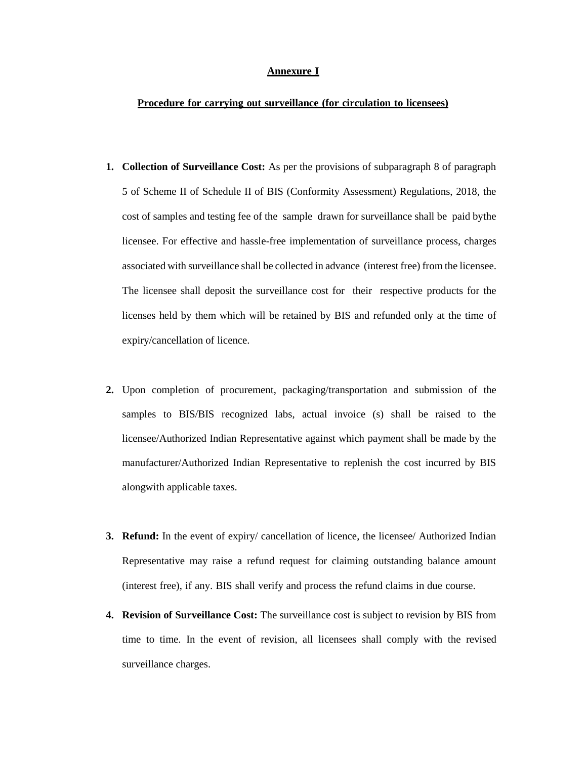**Annexure I**

**Procedure for carrying out surveillance (for circulation to licensees)**

1. **Collection of Surveillance Cost:** As per the provisions of subparagraph 8 of paragraph 5 of Scheme II of Schedule II of BIS (Conformity Assessment) Regulations, 2018, the cost of samples and testing fee of the sample drawn for surveillance shall be paid bythe licensee. For effective and hassle-free implementation of surveillance process, charges associated with surveillance shall be collected in advance (interest free) from the licensee. The licensee shall deposit the surveillance cost for their respective products for the licenses held by them which will be retained by BIS and refunded only at the time of expiry/cancellation of licence.

2. Upon completion of procurement, packaging/transportation and submission of the samples to BIS/BIS recognized labs, actual invoice (s) shall be raised to the licensee/Authorized Indian Representative against which payment shall be made by the manufacturer/Authorized Indian Representative to replenish the cost incurred by BIS alongwith applicable taxes.

3. **Refund:** In the event of expiry/ cancellation of licence, the licensee/ Authorized Indian Representative may raise a refund request for claiming outstanding balance amount (interest free), if any. BIS shall verify and process the refund claims in due course.

4. **Revision of Surveillance Cost:** The surveillance cost is subject to revision by BIS from time to time. In the event of revision, all licensees shall comply with the revised surveillance charges.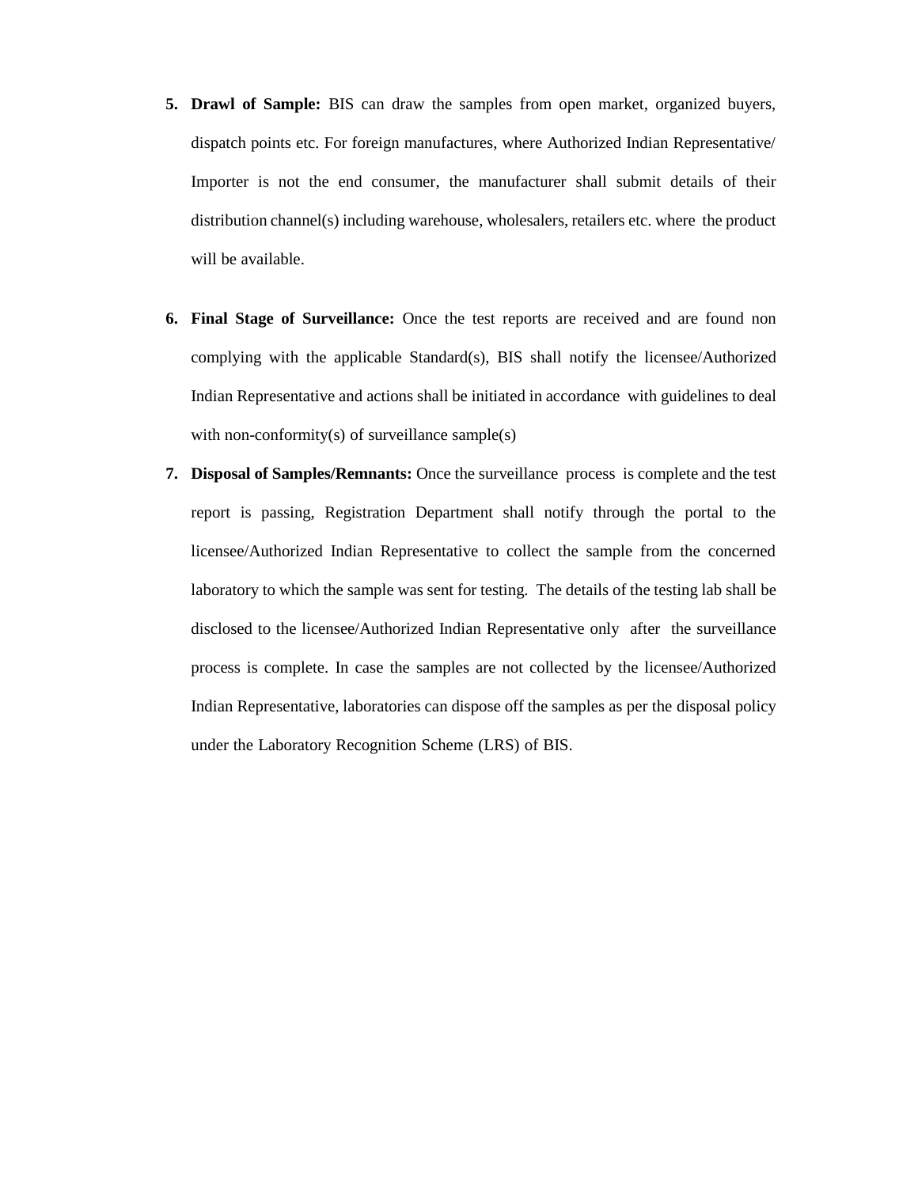5. **Drawl of Sample:** BIS can draw the samples from open market, organized buyers, dispatch points etc. For foreign manufactures, where Authorized Indian Representative/ Importer is not the end consumer, the manufacturer shall submit details of their distribution channel(s) including warehouse, wholesalers, retailers etc. where the product will be available.

6. **Final Stage of Surveillance:** Once the test reports are received and are found non complying with the applicable Standard(s), BIS shall notify the licensee/Authorized Indian Representative and actions shall be initiated in accordance with guidelines to deal with non-conformity(s) of surveillance sample(s)

7. **Disposal of Samples/Remnants:** Once the surveillance process is complete and the test report is passing, Registration Department shall notify through the portal to the licensee/Authorized Indian Representative to collect the sample from the concerned laboratory to which the sample was sent for testing. The details of the testing lab shall be disclosed to the licensee/Authorized Indian Representative only after the surveillance process is complete. In case the samples are not collected by the licensee/Authorized Indian Representative, laboratories can dispose off the samples as per the disposal policy under the Laboratory Recognition Scheme (LRS) of BIS.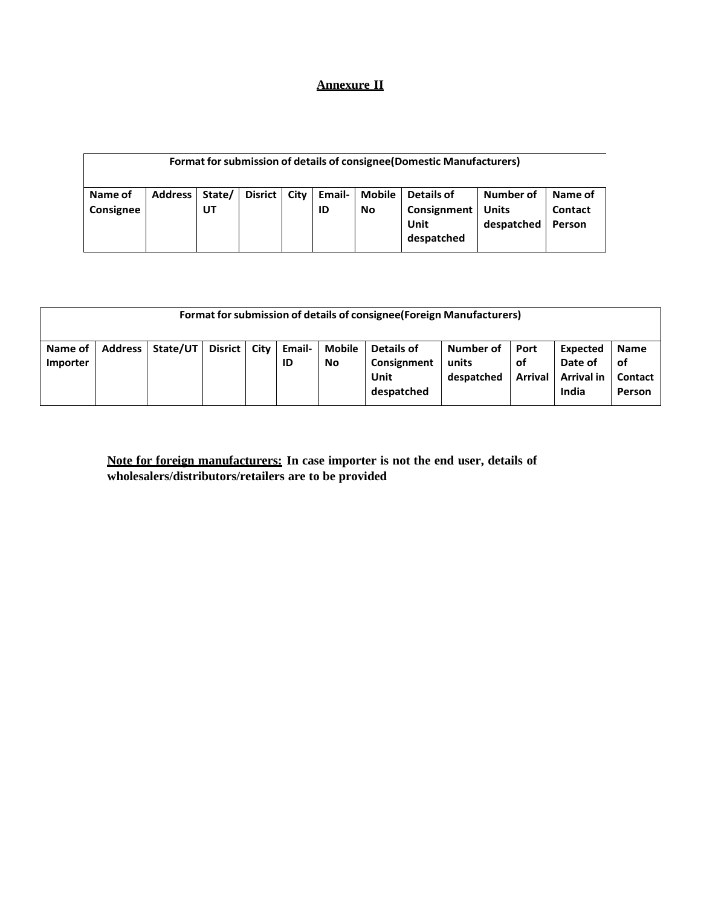# Annexure II

| Format for submission of details of consignee(Domestic Manufacturers) | | | | | | | | | |
|---|---|---|---|---|---|---|---|---|---|
| Name of Consignee | Address | State/ UT | Disrict | City | Email-ID | Mobile No | Details of Consignment Unit despatched | Number of Units despatched | Name of Contact Person |

| Format for submission of details of consignee(Foreign Manufacturers) | | | | | | | | | | | |
|---|---|---|---|---|---|---|---|---|---|---|---|
| Name of Importer | Address | State/UT | Disrict | City | Email-ID | Mobile No | Details of Consignment Unit despatched | Number of units despatched | Port of Arrival | Expected Date of Arrival in India | Name of Contact Person |

**Note for foreign manufacturers: In case importer is not the end user, details of wholesalers/distributors/retailers are to be provided**